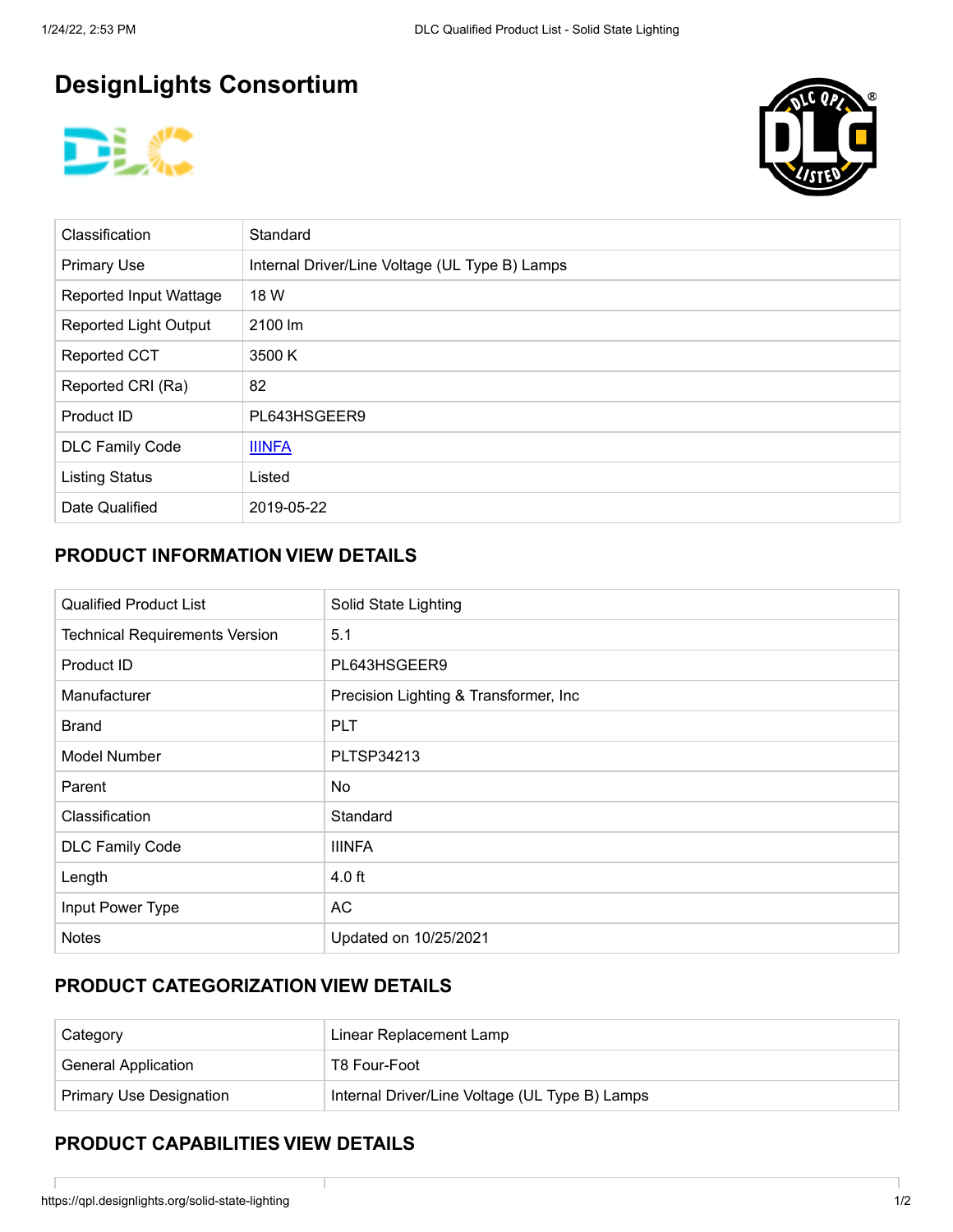# DesignLights Consortium

| Classification | Standard |
|---|---|
| Primary Use | Internal Driver/Line Voltage (UL Type B) Lamps |
| Reported Input Wattage | 18 W |
| Reported Light Output | 2100 lm |
| Reported CCT | 3500 K |
| Reported CRI (Ra) | 82 |
| Product ID | PL643HSGEER9 |
| DLC Family Code | IIINFA |
| Listing Status | Listed |
| Date Qualified | 2019-05-22 |

## PRODUCT INFORMATION VIEW DETAILS

| Qualified Product List | Solid State Lighting |
|---|---|
| Technical Requirements Version | 5.1 |
| Product ID | PL643HSGEER9 |
| Manufacturer | Precision Lighting & Transformer, Inc |
| Brand | PLT |
| Model Number | PLTSP34213 |
| Parent | No |
| Classification | Standard |
| DLC Family Code | IIINFA |
| Length | 4.0 ft |
| Input Power Type | AC |
| Notes | Updated on 10/25/2021 |

## PRODUCT CATEGORIZATION VIEW DETAILS

| Category | Linear Replacement Lamp |
|---|---|
| General Application | T8 Four-Foot |
| Primary Use Designation | Internal Driver/Line Voltage (UL Type B) Lamps |

## PRODUCT CAPABILITIES VIEW DETAILS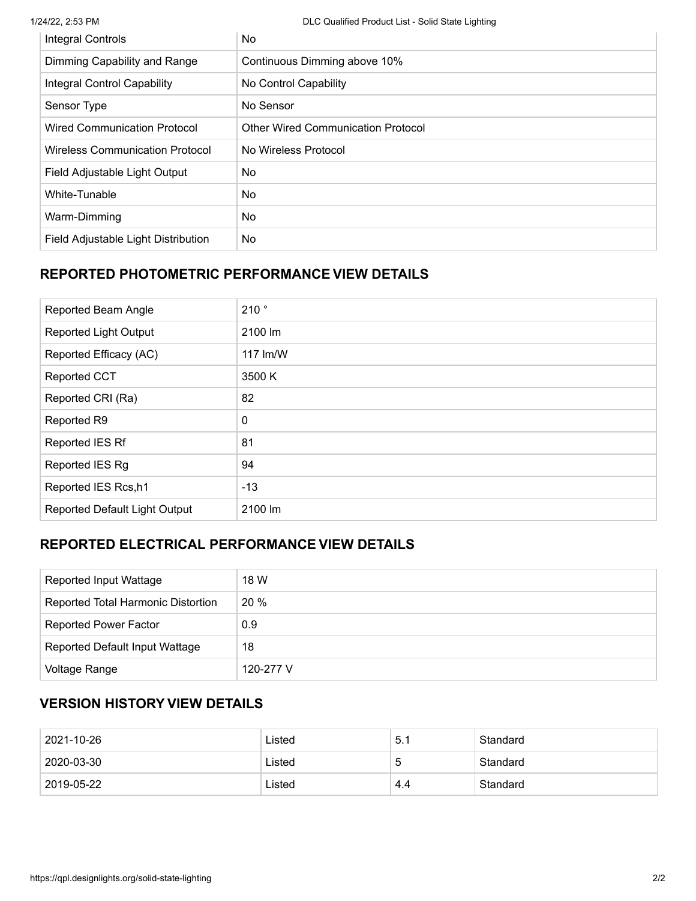| | |
|---|---|
| Integral Controls | No |
| Dimming Capability and Range | Continuous Dimming above 10% |
| Integral Control Capability | No Control Capability |
| Sensor Type | No Sensor |
| Wired Communication Protocol | Other Wired Communication Protocol |
| Wireless Communication Protocol | No Wireless Protocol |
| Field Adjustable Light Output | No |
| White-Tunable | No |
| Warm-Dimming | No |
| Field Adjustable Light Distribution | No |

## REPORTED PHOTOMETRIC PERFORMANCE VIEW DETAILS

| | |
|---|---|
| Reported Beam Angle | 210 ° |
| Reported Light Output | 2100 lm |
| Reported Efficacy (AC) | 117 lm/W |
| Reported CCT | 3500 K |
| Reported CRI (Ra) | 82 |
| Reported R9 | 0 |
| Reported IES Rf | 81 |
| Reported IES Rg | 94 |
| Reported IES Rcs,h1 | -13 |
| Reported Default Light Output | 2100 lm |

## REPORTED ELECTRICAL PERFORMANCE VIEW DETAILS

| | |
|---|---|
| Reported Input Wattage | 18 W |
| Reported Total Harmonic Distortion | 20 % |
| Reported Power Factor | 0.9 |
| Reported Default Input Wattage | 18 |
| Voltage Range | 120-277 V |

## VERSION HISTORY VIEW DETAILS

| | | | |
|---|---|---|---|
| 2021-10-26 | Listed | 5.1 | Standard |
| 2020-03-30 | Listed | 5 | Standard |
| 2019-05-22 | Listed | 4.4 | Standard |